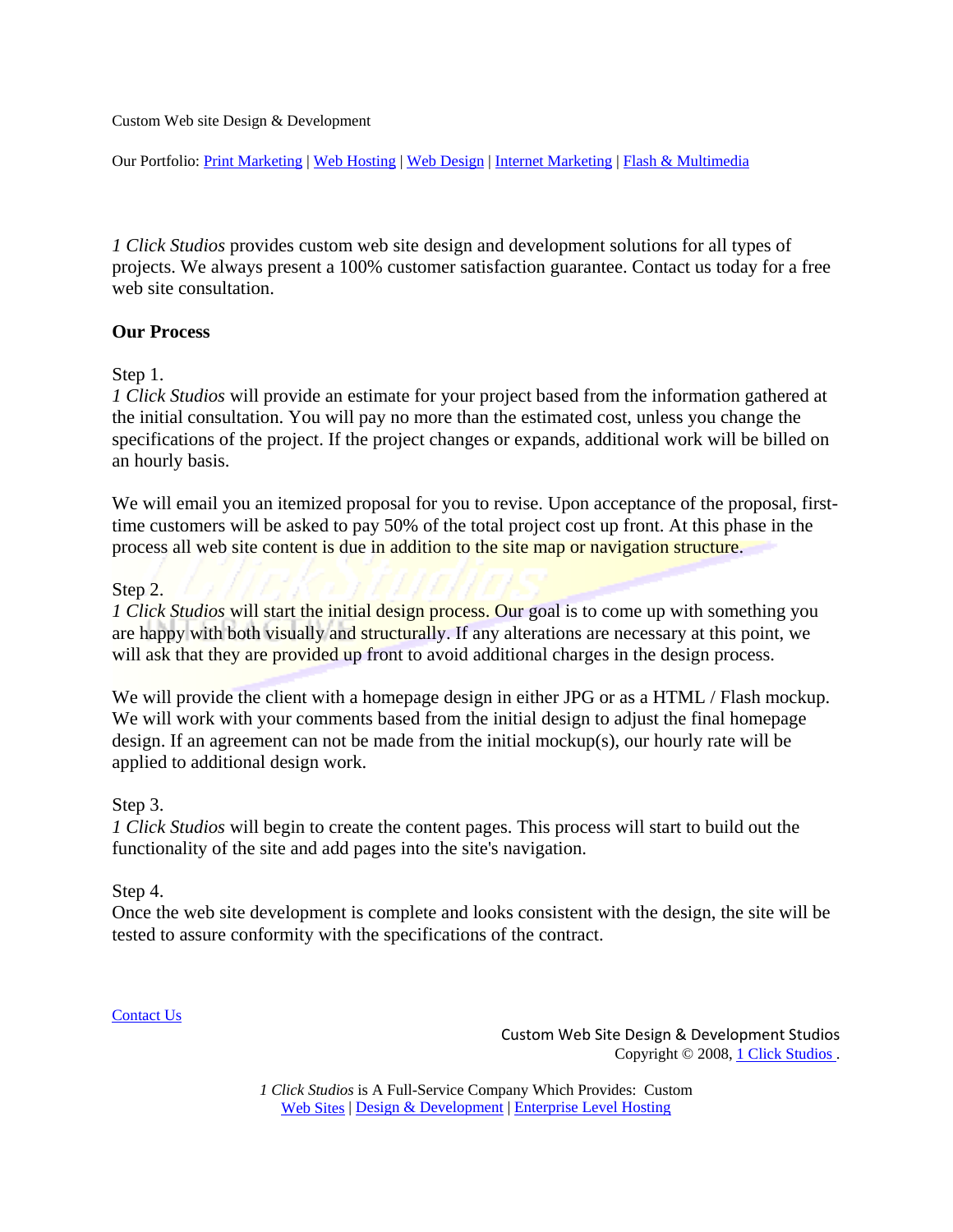Custom Web site Design & Development

Our Portfolio: Print Marketing | Web Hosting | Web Design | Internet Marketing | Flash & Multimedia

*1 Click Studios* provides custom web site design and development solutions for all types of projects. We always present a 100% customer satisfaction guarantee. Contact us today for a free web site consultation.

**Our Process**

Step 1.
*1 Click Studios* will provide an estimate for your project based from the information gathered at the initial consultation. You will pay no more than the estimated cost, unless you change the specifications of the project. If the project changes or expands, additional work will be billed on an hourly basis.

We will email you an itemized proposal for you to revise. Upon acceptance of the proposal, first-time customers will be asked to pay 50% of the total project cost up front. At this phase in the process all web site content is due in addition to the site map or navigation structure.

Step 2.
*1 Click Studios* will start the initial design process. Our goal is to come up with something you are happy with both visually and structurally. If any alterations are necessary at this point, we will ask that they are provided up front to avoid additional charges in the design process.

We will provide the client with a homepage design in either JPG or as a HTML / Flash mockup. We will work with your comments based from the initial design to adjust the final homepage design. If an agreement can not be made from the initial mockup(s), our hourly rate will be applied to additional design work.

Step 3.
*1 Click Studios* will begin to create the content pages. This process will start to build out the functionality of the site and add pages into the site's navigation.

Step 4.
Once the web site development is complete and looks consistent with the design, the site will be tested to assure conformity with the specifications of the contract.

Contact Us

Custom Web Site Design & Development Studios
Copyright © 2008, 1 Click Studios .

*1 Click Studios* is A Full-Service Company Which Provides: Custom
Web Sites | Design & Development | Enterprise Level Hosting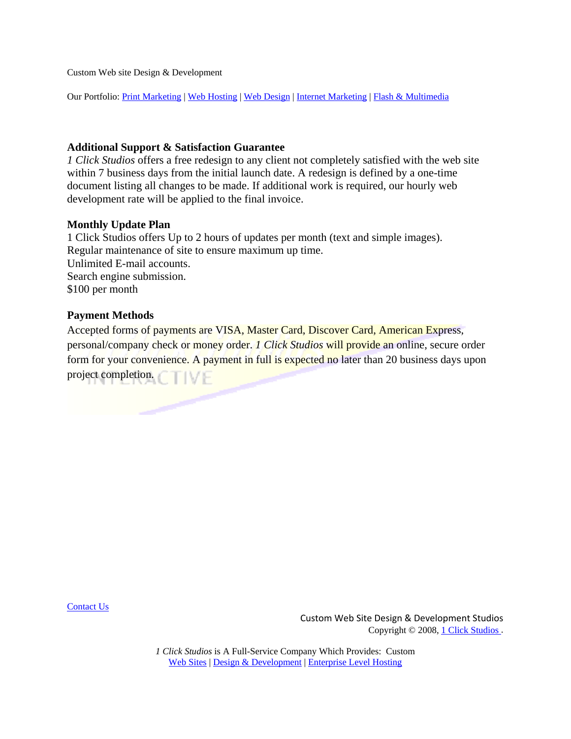Custom Web site Design & Development

Our Portfolio: Print Marketing | Web Hosting | Web Design | Internet Marketing | Flash & Multimedia

### Additional Support & Satisfaction Guarantee

*1 Click Studios* offers a free redesign to any client not completely satisfied with the web site within 7 business days from the initial launch date. A redesign is defined by a one-time document listing all changes to be made. If additional work is required, our hourly web development rate will be applied to the final invoice.

### Monthly Update Plan

1 Click Studios offers Up to 2 hours of updates per month (text and simple images).
Regular maintenance of site to ensure maximum up time.
Unlimited E-mail accounts.
Search engine submission.
$100 per month

### Payment Methods

Accepted forms of payments are VISA, Master Card, Discover Card, American Express, personal/company check or money order. *1 Click Studios* will provide an online, secure order form for your convenience. A payment in full is expected no later than 20 business days upon project completion.

Contact Us

Custom Web Site Design & Development Studios
Copyright © 2008, 1 Click Studios .

*1 Click Studios* is A Full-Service Company Which Provides: Custom
Web Sites | Design & Development | Enterprise Level Hosting